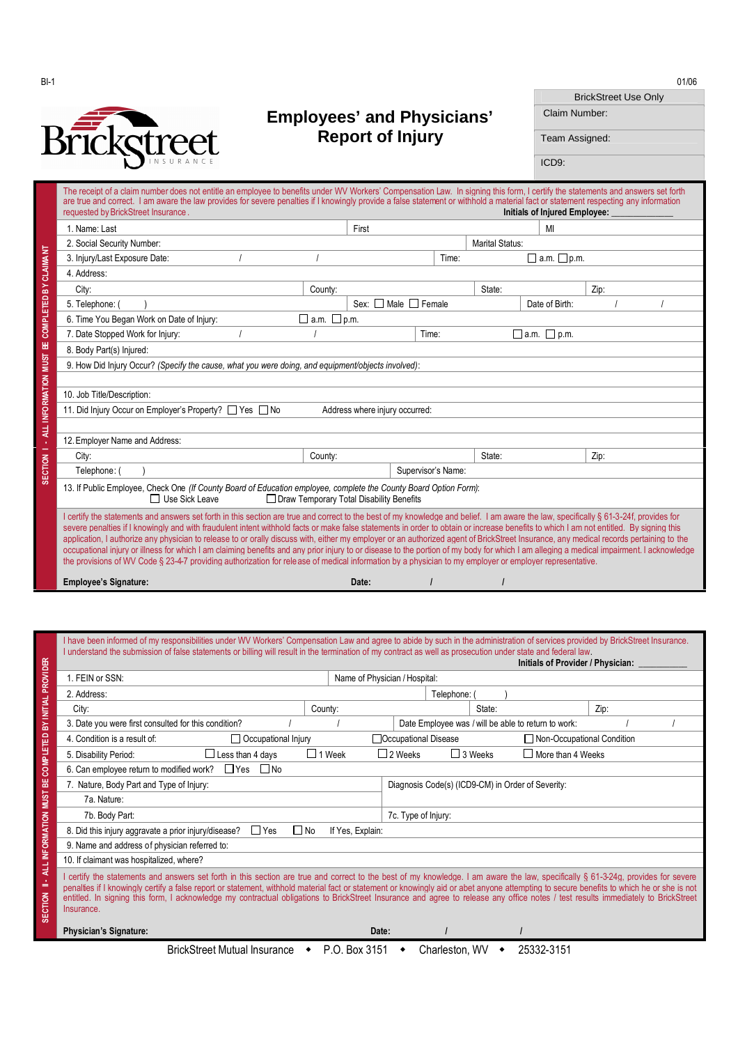BI-1 01/06

Brickstreet INSURANCE

# Employees' and Physicians' Report of Injury

| BrickStreet Use Only |
|---|
| Claim Number: |
| Team Assigned: |
| ICD9: |

**SECTION I - ALL INFORMATION MUST BE COMPLETED BY CLAIMANT**

The receipt of a claim number does not entitle an employee to benefits under WV Workers' Compensation Law. In signing this form, I certify the statements and answers set forth are true and correct. I am aware the law provides for severe penalties if I knowingly provide a false statement or withhold a material fact or statement respecting any information requested by BrickStreet Insurance.

**Initials of Injured Employee:** ____________

1. Name: Last First MI
2. Social Security Number: Marital Status:
3. Injury/Last Exposure Date: / / Time: ☐ a.m. ☐ p.m.
4. Address:
   City: County: State: Zip:
5. Telephone: ( ) Sex: ☐ Male ☐ Female Date of Birth: / /
6. Time You Began Work on Date of Injury: ☐ a.m. ☐ p.m.
7. Date Stopped Work for Injury: / / Time: ☐ a.m. ☐ p.m.
8. Body Part(s) Injured:
9. How Did Injury Occur? *(Specify the cause, what you were doing, and equipment/objects involved)*:
10. Job Title/Description:
11. Did Injury Occur on Employer's Property? ☐ Yes ☐ No Address where injury occurred:
12. Employer Name and Address:
    City: County: State: Zip:
    Telephone: ( ) Supervisor's Name:
13. If Public Employee, Check One *(If County Board of Education employee, complete the County Board Option Form)*:
    ☐ Use Sick Leave ☐ Draw Temporary Total Disability Benefits

I certify the statements and answers set forth in this section are true and correct to the best of my knowledge and belief. I am aware the law, specifically § 61-3-24f, provides for severe penalties if I knowingly and with fraudulent intent withhold facts or make false statements in order to obtain or increase benefits to which I am not entitled. By signing this application, I authorize any physician to release to or orally discuss with, either my employer or an authorized agent of BrickStreet Insurance, any medical records pertaining to the occupational injury or illness for which I am claiming benefits and any prior injury to or disease to the portion of my body for which I am alleging a medical impairment. I acknowledge the provisions of WV Code § 23-4-7 providing authorization for release of medical information by a physician to my employer or employer representative.

**Employee's Signature:** **Date:** / /

**SECTION II - ALL INFORMATION MUST BE COMPLETED BY INITIAL PROVIDER**

I have been informed of my responsibilities under WV Workers' Compensation Law and agree to abide by such in the administration of services provided by BrickStreet Insurance. I understand the submission of false statements or billing will result in the termination of my contract as well as prosecution under state and federal law.

**Initials of Provider / Physician:** __________

1. FEIN or SSN: Name of Physician / Hospital:
2. Address: Telephone: ( )
   City: County: State: Zip:
3. Date you were first consulted for this condition? / / Date Employee was / will be able to return to work: / /
4. Condition is a result of: ☐ Occupational Injury ☐ Occupational Disease ☐ Non-Occupational Condition
5. Disability Period: ☐ Less than 4 days ☐ 1 Week ☐ 2 Weeks ☐ 3 Weeks ☐ More than 4 Weeks
6. Can employee return to modified work? ☐ Yes ☐ No
7. Nature, Body Part and Type of Injury: Diagnosis Code(s) (ICD9-CM) in Order of Severity:
   7a. Nature:
   7b. Body Part: 7c. Type of Injury:
8. Did this injury aggravate a prior injury/disease? ☐ Yes ☐ No If Yes, Explain:
9. Name and address of physician referred to:
10. If claimant was hospitalized, where?

I certify the statements and answers set forth in this section are true and correct to the best of my knowledge. I am aware the law, specifically § 61-3-24g, provides for severe penalties if I knowingly certify a false report or statement, withhold material fact or statement or knowingly aid or abet anyone attempting to secure benefits to which he or she is not entitled. In signing this form, I acknowledge my contractual obligations to BrickStreet Insurance and agree to release any office notes / test results immediately to BrickStreet Insurance.

**Physician's Signature:** **Date:** / /

BrickStreet Mutual Insurance ◆ P.O. Box 3151 ◆ Charleston, WV ◆ 25332-3151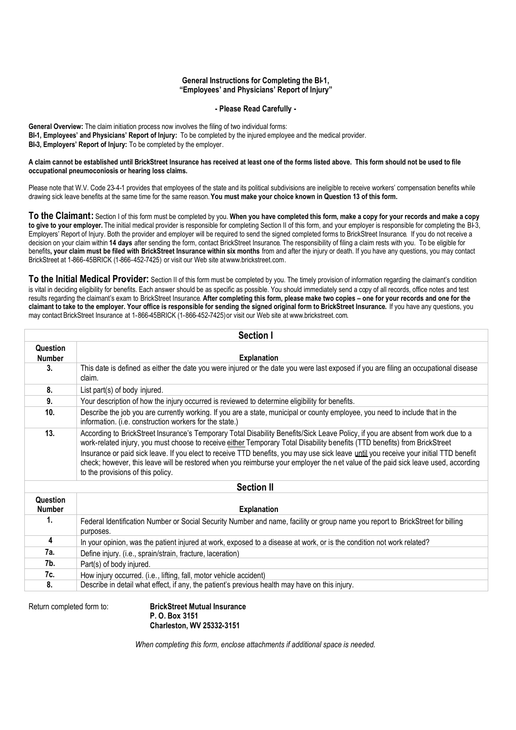# General Instructions for Completing the BI-1, "Employees' and Physicians' Report of Injury"

**- Please Read Carefully -**

**General Overview:** The claim initiation process now involves the filing of two individual forms:
**BI-1, Employees' and Physicians' Report of Injury:** To be completed by the injured employee and the medical provider.
**BI-3, Employers' Report of Injury:** To be completed by the employer.

**A claim cannot be established until BrickStreet Insurance has received at least one of the forms listed above. This form should not be used to file occupational pneumoconiosis or hearing loss claims.**

Please note that W.V. Code 23-4-1 provides that employees of the state and its political subdivisions are ineligible to receive workers' compensation benefits while drawing sick leave benefits at the same time for the same reason. **You must make your choice known in Question 13 of this form.**

**To the Claimant:** Section I of this form must be completed by you. **When you have completed this form, make a copy for your records and make a copy to give to your employer.** The initial medical provider is responsible for completing Section II of this form, and your employer is responsible for completing the BI-3, Employers' Report of Injury. Both the provider and employer will be required to send the signed completed forms to BrickStreet Insurance. If you do not receive a decision on your claim within **14 days** after sending the form, contact BrickStreet Insurance. The responsibility of filing a claim rests with you. To be eligible for benefits**, your claim must be filed with BrickStreet Insurance within six months** from and after the injury or death. If you have any questions, you may contact BrickStreet at 1-866-45BRICK (1-866-452-7425) or visit our Web site at www.brickstreet.com.

**To the Initial Medical Provider:** Section II of this form must be completed by you. The timely provision of information regarding the claimant's condition is vital in deciding eligibility for benefits. Each answer should be as specific as possible. You should immediately send a copy of all records, office notes and test results regarding the claimant's exam to BrickStreet Insurance. **After completing this form, please make two copies – one for your records and one for the claimant to take to the employer. Your office is responsible for sending the signed original form to BrickStreet Insurance.** If you have any questions, you may contact BrickStreet Insurance at 1-866-45BRICK (1-866-452-7425) or visit our Web site at www.brickstreet.com.

| **Section I** | |
|---|---|
| **Question Number** | **Explanation** |
| **3.** | This date is defined as either the date you were injured or the date you were last exposed if you are filing an occupational disease claim. |
| **8.** | List part(s) of body injured. |
| **9.** | Your description of how the injury occurred is reviewed to determine eligibility for benefits. |
| **10.** | Describe the job you are currently working. If you are a state, municipal or county employee, you need to include that in the information. (i.e. construction workers for the state.) |
| **13.** | According to BrickStreet Insurance's Temporary Total Disability Benefits/Sick Leave Policy, if you are absent from work due to a work-related injury, you must choose to receive either Temporary Total Disability benefits (TTD benefits) from BrickStreet Insurance or paid sick leave. If you elect to receive TTD benefits, you may use sick leave until you receive your initial TTD benefit check; however, this leave will be restored when you reimburse your employer the net value of the paid sick leave used, according to the provisions of this policy. |
| **Section II** | |
| **Question Number** | **Explanation** |
| **1.** | Federal Identification Number or Social Security Number and name, facility or group name you report to BrickStreet for billing purposes. |
| **4** | In your opinion, was the patient injured at work, exposed to a disease at work, or is the condition not work related? |
| **7a.** | Define injury. (i.e., sprain/strain, fracture, laceration) |
| **7b.** | Part(s) of body injured. |
| **7c.** | How injury occurred. (i.e., lifting, fall, motor vehicle accident) |
| **8.** | Describe in detail what effect, if any, the patient's previous health may have on this injury. |

Return completed form to:

**BrickStreet Mutual Insurance**
**P. O. Box 3151**
**Charleston, WV 25332-3151**

*When completing this form, enclose attachments if additional space is needed.*